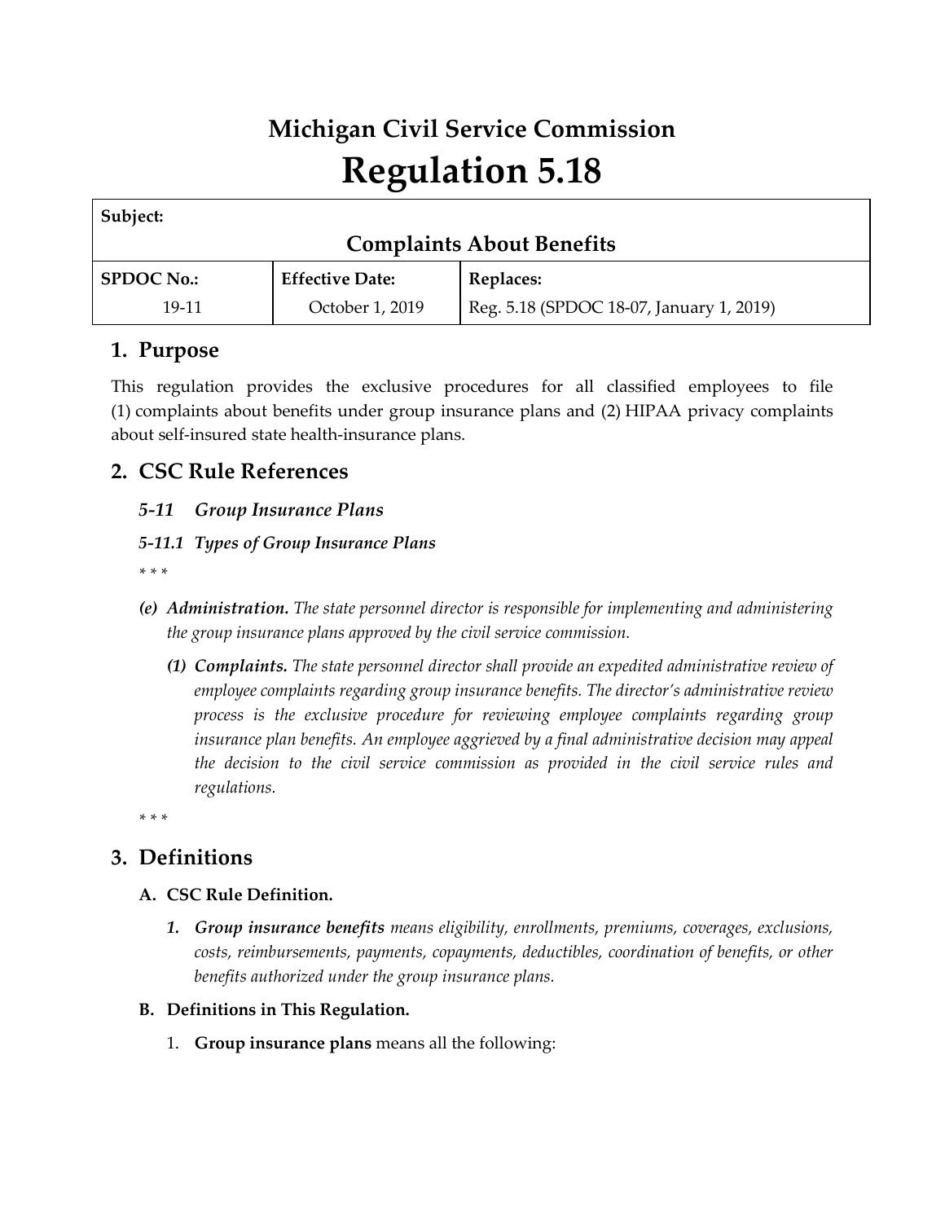# Michigan Civil Service Commission
# Regulation 5.18

| Subject: | | |
|---|---|---|
| **Complaints About Benefits** | | |
| **SPDOC No.:** | **Effective Date:** | **Replaces:** |
| 19-11 | October 1, 2019 | Reg. 5.18 (SPDOC 18-07, January 1, 2019) |

## 1. Purpose

This regulation provides the exclusive procedures for all classified employees to file (1) complaints about benefits under group insurance plans and (2) HIPAA privacy complaints about self-insured state health-insurance plans.

## 2. CSC Rule References

### *5-11 Group Insurance Plans*

#### *5-11.1 Types of Group Insurance Plans*

*\* \* \**

- ***(e) Administration.*** *The state personnel director is responsible for implementing and administering the group insurance plans approved by the civil service commission.*
    - ***(1) Complaints.*** *The state personnel director shall provide an expedited administrative review of employee complaints regarding group insurance benefits. The director's administrative review process is the exclusive procedure for reviewing employee complaints regarding group insurance plan benefits. An employee aggrieved by a final administrative decision may appeal the decision to the civil service commission as provided in the civil service rules and regulations.*

*\* \* \**

## 3. Definitions

### A. CSC Rule Definition.

1. ***Group insurance benefits*** *means eligibility, enrollments, premiums, coverages, exclusions, costs, reimbursements, payments, copayments, deductibles, coordination of benefits, or other benefits authorized under the group insurance plans.*

### B. Definitions in This Regulation.

1. **Group insurance plans** means all the following: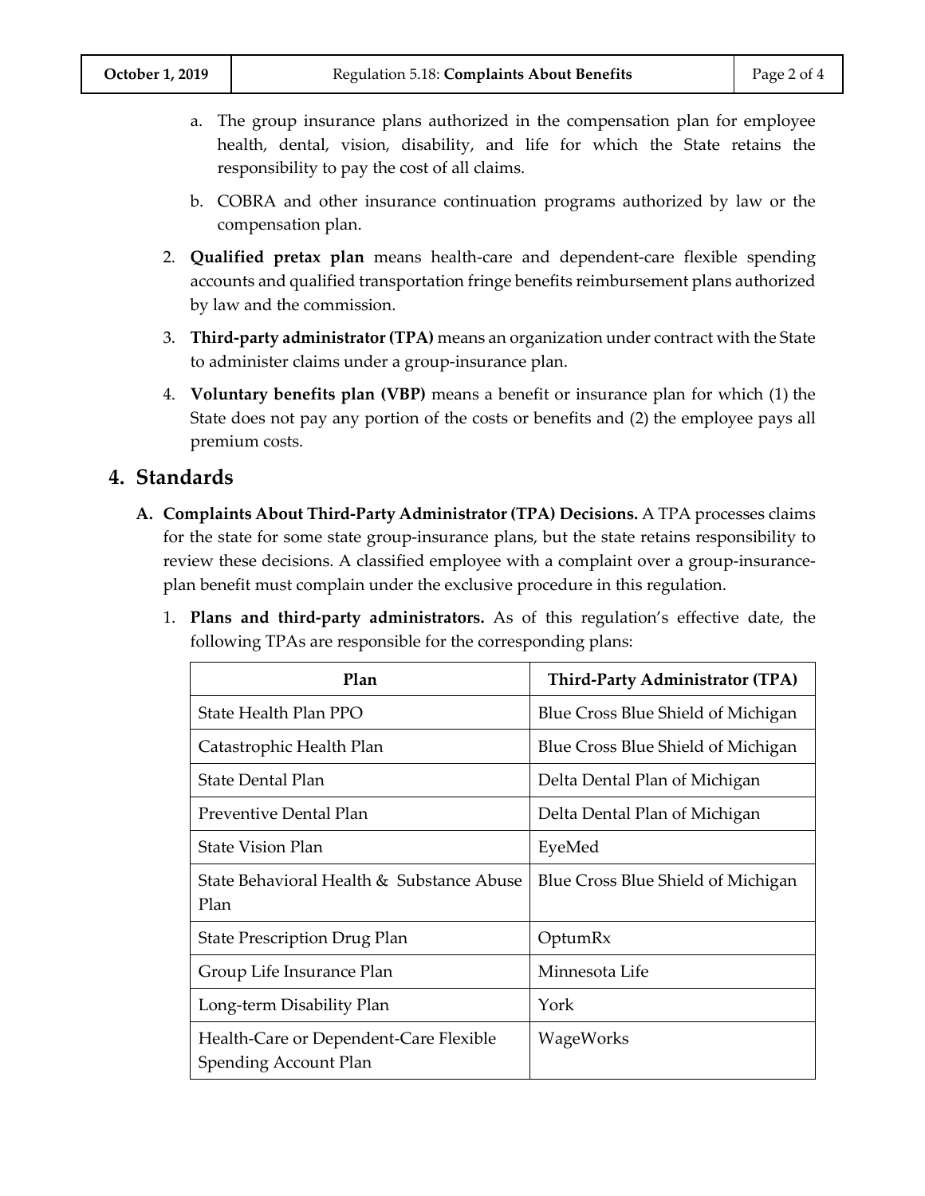a. The group insurance plans authorized in the compensation plan for employee health, dental, vision, disability, and life for which the State retains the responsibility to pay the cost of all claims.

b. COBRA and other insurance continuation programs authorized by law or the compensation plan.

2. **Qualified pretax plan** means health-care and dependent-care flexible spending accounts and qualified transportation fringe benefits reimbursement plans authorized by law and the commission.

3. **Third-party administrator (TPA)** means an organization under contract with the State to administer claims under a group-insurance plan.

4. **Voluntary benefits plan (VBP)** means a benefit or insurance plan for which (1) the State does not pay any portion of the costs or benefits and (2) the employee pays all premium costs.

## 4. Standards

**A. Complaints About Third-Party Administrator (TPA) Decisions.** A TPA processes claims for the state for some state group-insurance plans, but the state retains responsibility to review these decisions. A classified employee with a complaint over a group-insurance-plan benefit must complain under the exclusive procedure in this regulation.

1. **Plans and third-party administrators.** As of this regulation's effective date, the following TPAs are responsible for the corresponding plans:

| Plan | Third-Party Administrator (TPA) |
|---|---|
| State Health Plan PPO | Blue Cross Blue Shield of Michigan |
| Catastrophic Health Plan | Blue Cross Blue Shield of Michigan |
| State Dental Plan | Delta Dental Plan of Michigan |
| Preventive Dental Plan | Delta Dental Plan of Michigan |
| State Vision Plan | EyeMed |
| State Behavioral Health & Substance Abuse Plan | Blue Cross Blue Shield of Michigan |
| State Prescription Drug Plan | OptumRx |
| Group Life Insurance Plan | Minnesota Life |
| Long-term Disability Plan | York |
| Health-Care or Dependent-Care Flexible Spending Account Plan | WageWorks |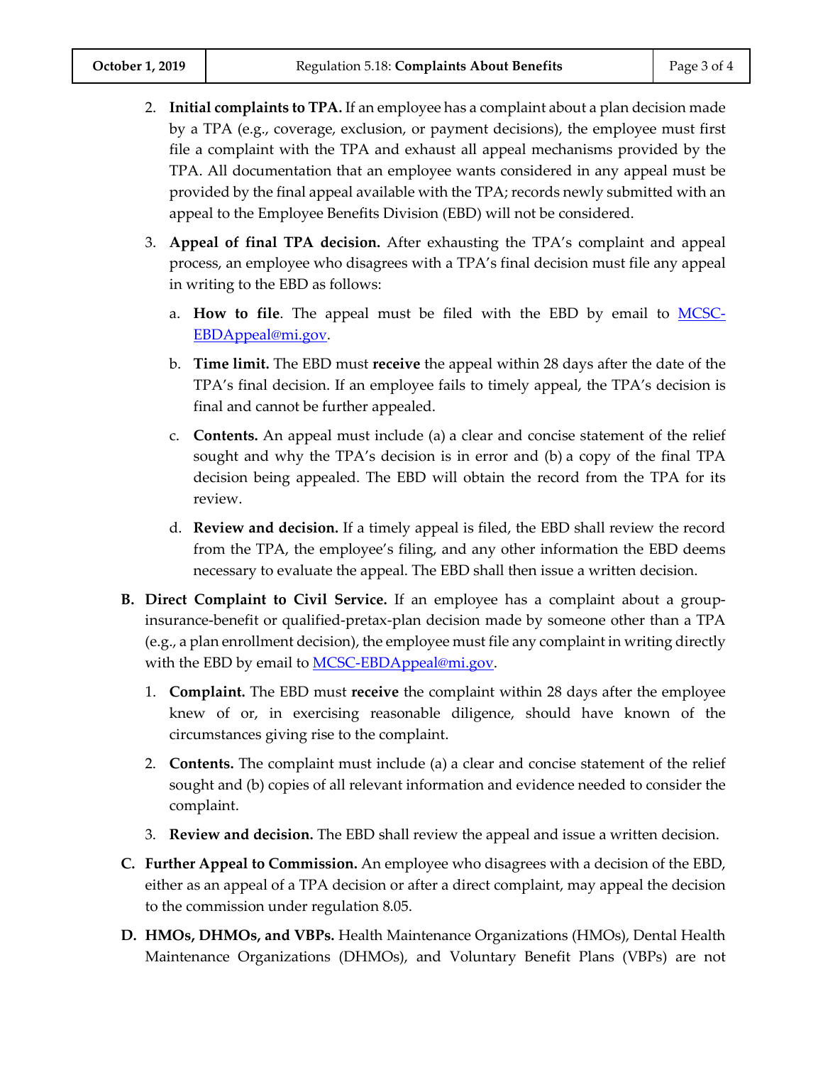2. **Initial complaints to TPA.** If an employee has a complaint about a plan decision made by a TPA (e.g., coverage, exclusion, or payment decisions), the employee must first file a complaint with the TPA and exhaust all appeal mechanisms provided by the TPA. All documentation that an employee wants considered in any appeal must be provided by the final appeal available with the TPA; records newly submitted with an appeal to the Employee Benefits Division (EBD) will not be considered.

3. **Appeal of final TPA decision.** After exhausting the TPA's complaint and appeal process, an employee who disagrees with a TPA's final decision must file any appeal in writing to the EBD as follows:

   a. **How to file**. The appeal must be filed with the EBD by email to [MCSC-EBDAppeal@mi.gov](mailto:MCSC-EBDAppeal@mi.gov).

   b. **Time limit.** The EBD must **receive** the appeal within 28 days after the date of the TPA's final decision. If an employee fails to timely appeal, the TPA's decision is final and cannot be further appealed.

   c. **Contents.** An appeal must include (a) a clear and concise statement of the relief sought and why the TPA's decision is in error and (b) a copy of the final TPA decision being appealed. The EBD will obtain the record from the TPA for its review.

   d. **Review and decision.** If a timely appeal is filed, the EBD shall review the record from the TPA, the employee's filing, and any other information the EBD deems necessary to evaluate the appeal. The EBD shall then issue a written decision.

**B. Direct Complaint to Civil Service.** If an employee has a complaint about a group-insurance-benefit or qualified-pretax-plan decision made by someone other than a TPA (e.g., a plan enrollment decision), the employee must file any complaint in writing directly with the EBD by email to [MCSC-EBDAppeal@mi.gov](mailto:MCSC-EBDAppeal@mi.gov).

1. **Complaint.** The EBD must **receive** the complaint within 28 days after the employee knew of or, in exercising reasonable diligence, should have known of the circumstances giving rise to the complaint.

2. **Contents.** The complaint must include (a) a clear and concise statement of the relief sought and (b) copies of all relevant information and evidence needed to consider the complaint.

3. **Review and decision.** The EBD shall review the appeal and issue a written decision.

**C. Further Appeal to Commission.** An employee who disagrees with a decision of the EBD, either as an appeal of a TPA decision or after a direct complaint, may appeal the decision to the commission under regulation 8.05.

**D. HMOs, DHMOs, and VBPs.** Health Maintenance Organizations (HMOs), Dental Health Maintenance Organizations (DHMOs), and Voluntary Benefit Plans (VBPs) are not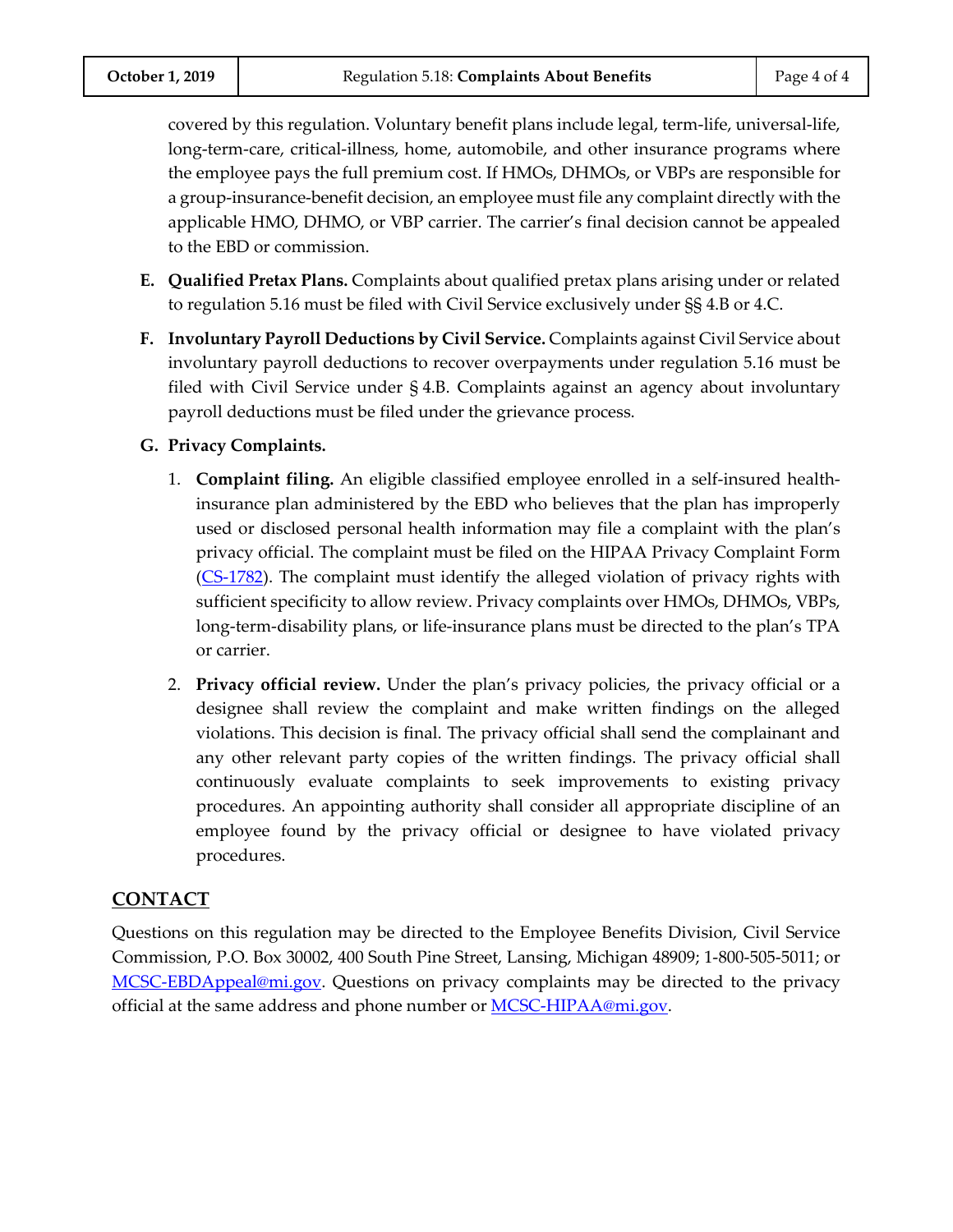covered by this regulation. Voluntary benefit plans include legal, term-life, universal-life, long-term-care, critical-illness, home, automobile, and other insurance programs where the employee pays the full premium cost. If HMOs, DHMOs, or VBPs are responsible for a group-insurance-benefit decision, an employee must file any complaint directly with the applicable HMO, DHMO, or VBP carrier. The carrier's final decision cannot be appealed to the EBD or commission.

**E. Qualified Pretax Plans.** Complaints about qualified pretax plans arising under or related to regulation 5.16 must be filed with Civil Service exclusively under §§ 4.B or 4.C.

**F. Involuntary Payroll Deductions by Civil Service.** Complaints against Civil Service about involuntary payroll deductions to recover overpayments under regulation 5.16 must be filed with Civil Service under § 4.B. Complaints against an agency about involuntary payroll deductions must be filed under the grievance process.

**G. Privacy Complaints.**

1. **Complaint filing.** An eligible classified employee enrolled in a self-insured health-insurance plan administered by the EBD who believes that the plan has improperly used or disclosed personal health information may file a complaint with the plan's privacy official. The complaint must be filed on the HIPAA Privacy Complaint Form (CS-1782). The complaint must identify the alleged violation of privacy rights with sufficient specificity to allow review. Privacy complaints over HMOs, DHMOs, VBPs, long-term-disability plans, or life-insurance plans must be directed to the plan's TPA or carrier.

2. **Privacy official review.** Under the plan's privacy policies, the privacy official or a designee shall review the complaint and make written findings on the alleged violations. This decision is final. The privacy official shall send the complainant and any other relevant party copies of the written findings. The privacy official shall continuously evaluate complaints to seek improvements to existing privacy procedures. An appointing authority shall consider all appropriate discipline of an employee found by the privacy official or designee to have violated privacy procedures.

## CONTACT

Questions on this regulation may be directed to the Employee Benefits Division, Civil Service Commission, P.O. Box 30002, 400 South Pine Street, Lansing, Michigan 48909; 1-800-505-5011; or MCSC-EBDAppeal@mi.gov. Questions on privacy complaints may be directed to the privacy official at the same address and phone number or MCSC-HIPAA@mi.gov.